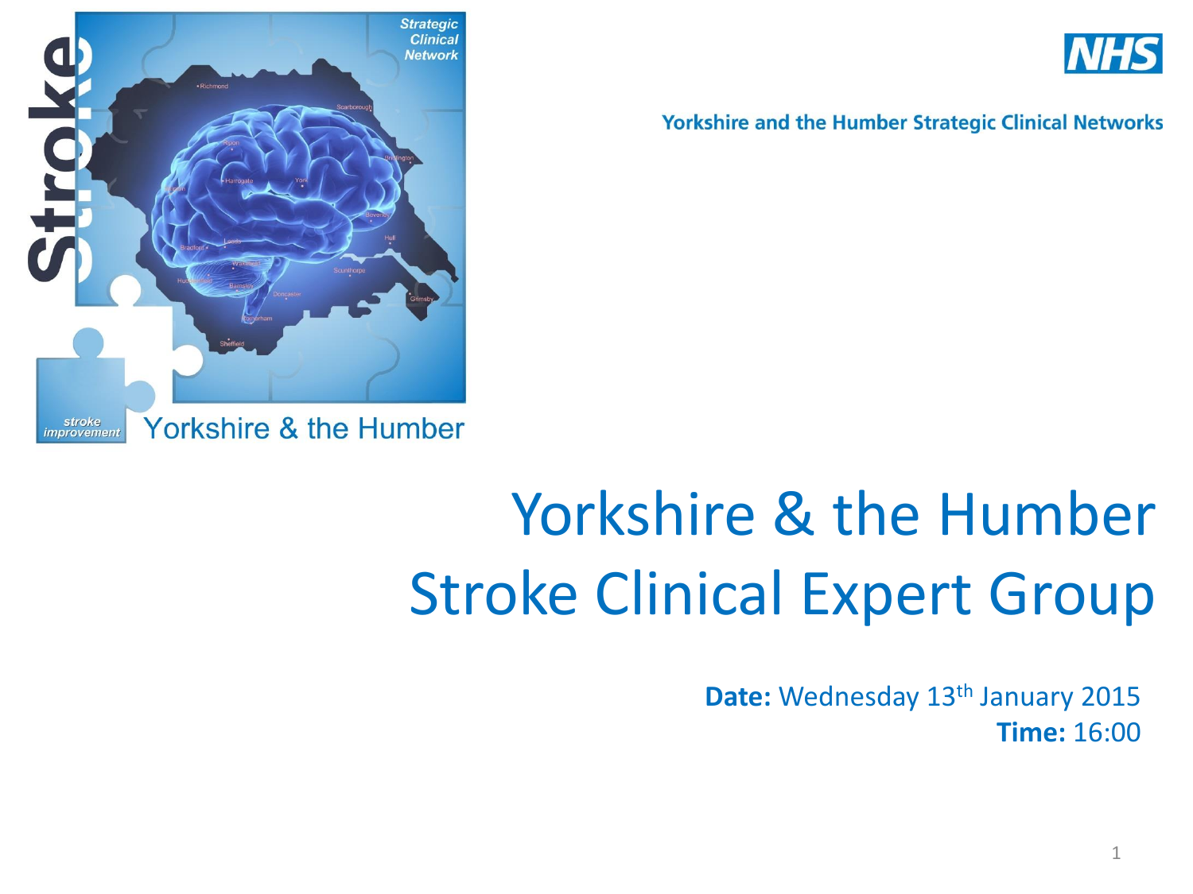Yorkshire and the Humber Strategic Clinical Networks

# Yorkshire & the Humber Stroke Clinical Expert Group

**Date:** Wednesday 13th January 2015
**Time:** 16:00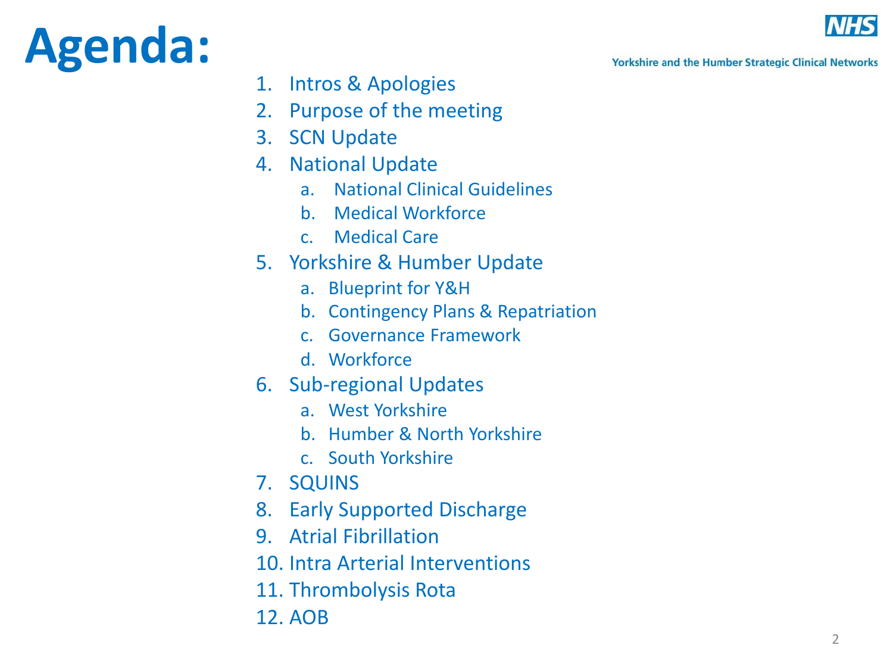# Agenda:

1. Intros & Apologies
2. Purpose of the meeting
3. SCN Update
4. National Update
   a. National Clinical Guidelines
   b. Medical Workforce
   c. Medical Care
5. Yorkshire & Humber Update
   a. Blueprint for Y&H
   b. Contingency Plans & Repatriation
   c. Governance Framework
   d. Workforce
6. Sub-regional Updates
   a. West Yorkshire
   b. Humber & North Yorkshire
   c. South Yorkshire
7. SQUINS
8. Early Supported Discharge
9. Atrial Fibrillation
10. Intra Arterial Interventions
11. Thrombolysis Rota
12. AOB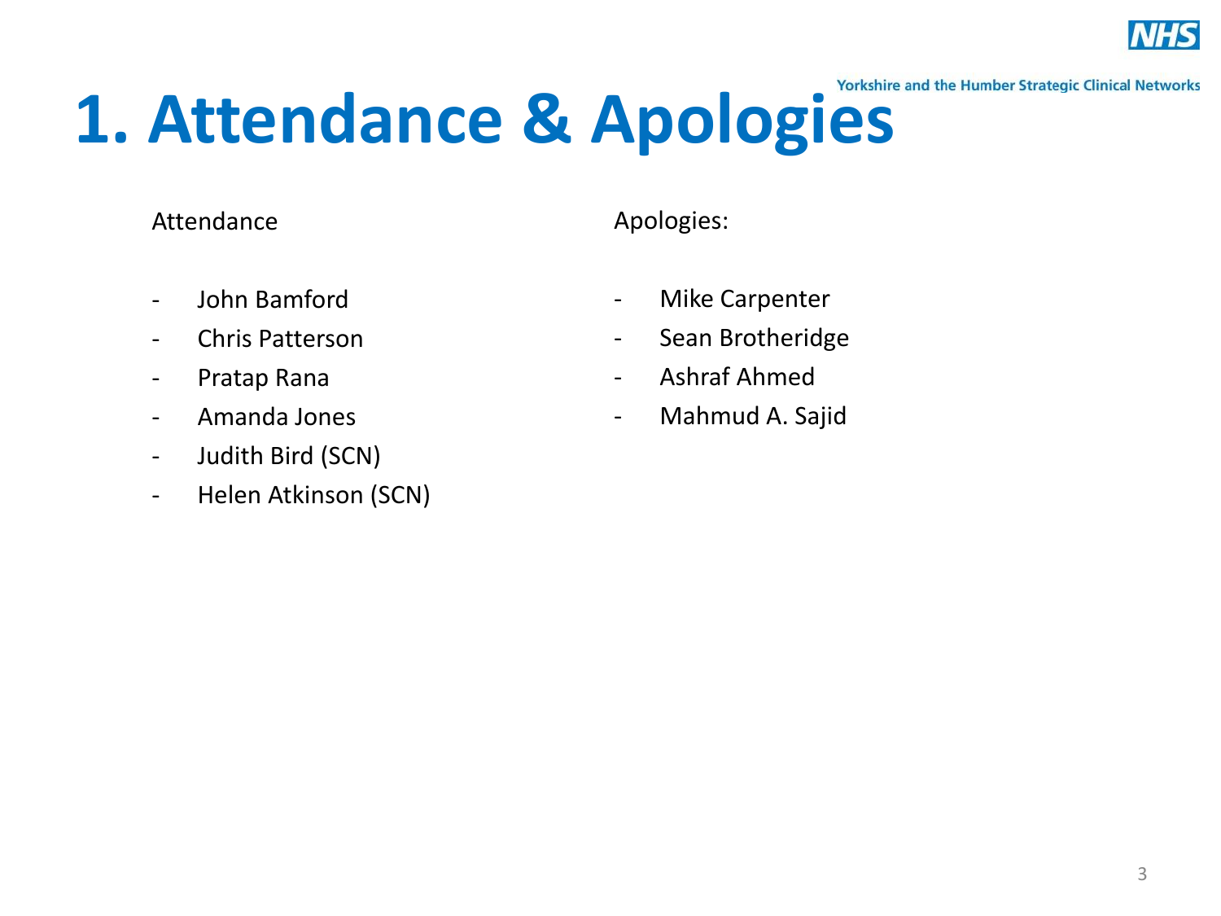# 1. Attendance & Apologies

Attendance

- John Bamford
- Chris Patterson
- Pratap Rana
- Amanda Jones
- Judith Bird (SCN)
- Helen Atkinson (SCN)

Apologies:

- Mike Carpenter
- Sean Brotheridge
- Ashraf Ahmed
- Mahmud A. Sajid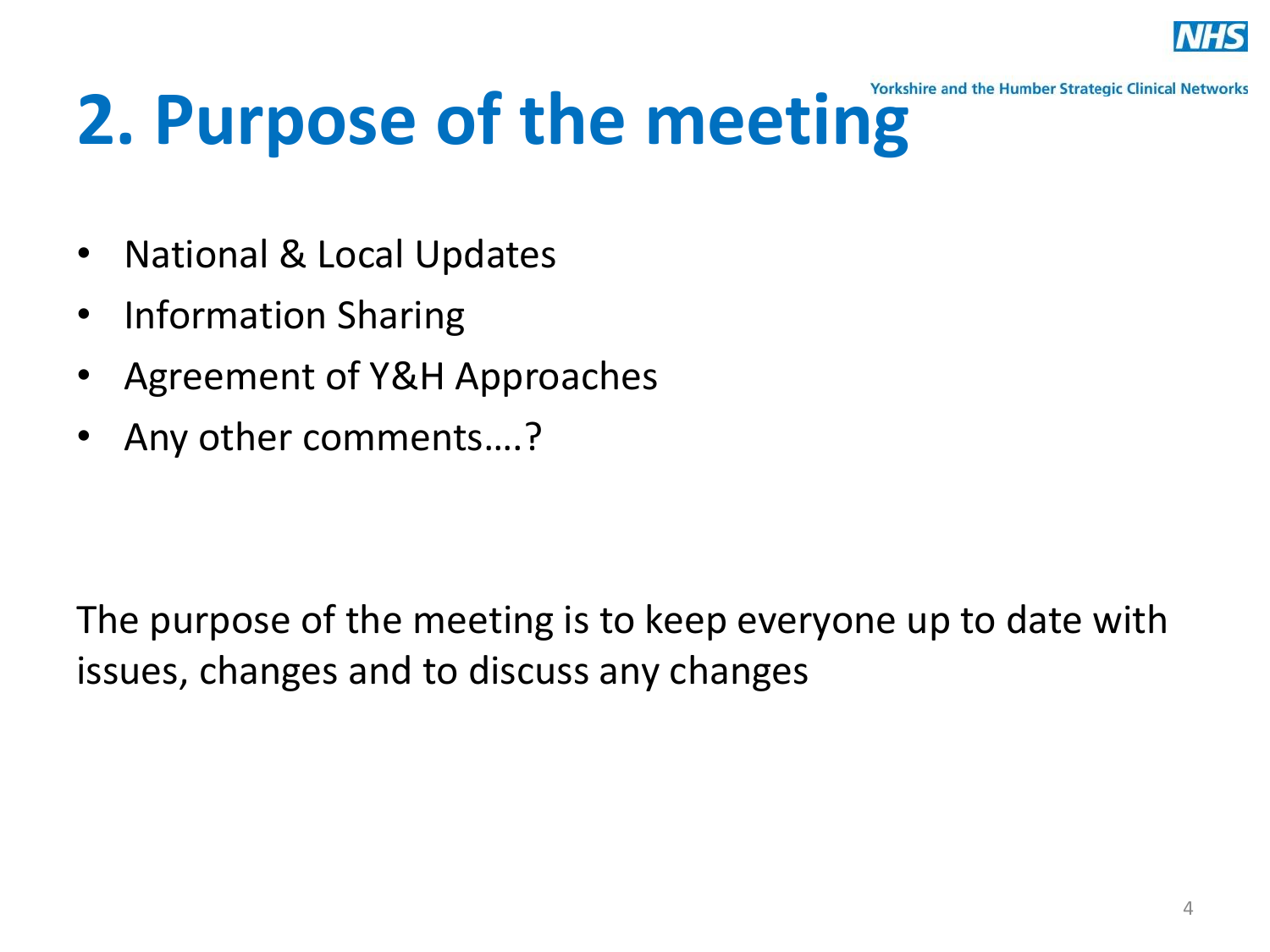# 2. Purpose of the meeting

- National & Local Updates
- Information Sharing
- Agreement of Y&H Approaches
- Any other comments….?

The purpose of the meeting is to keep everyone up to date with issues, changes and to discuss any changes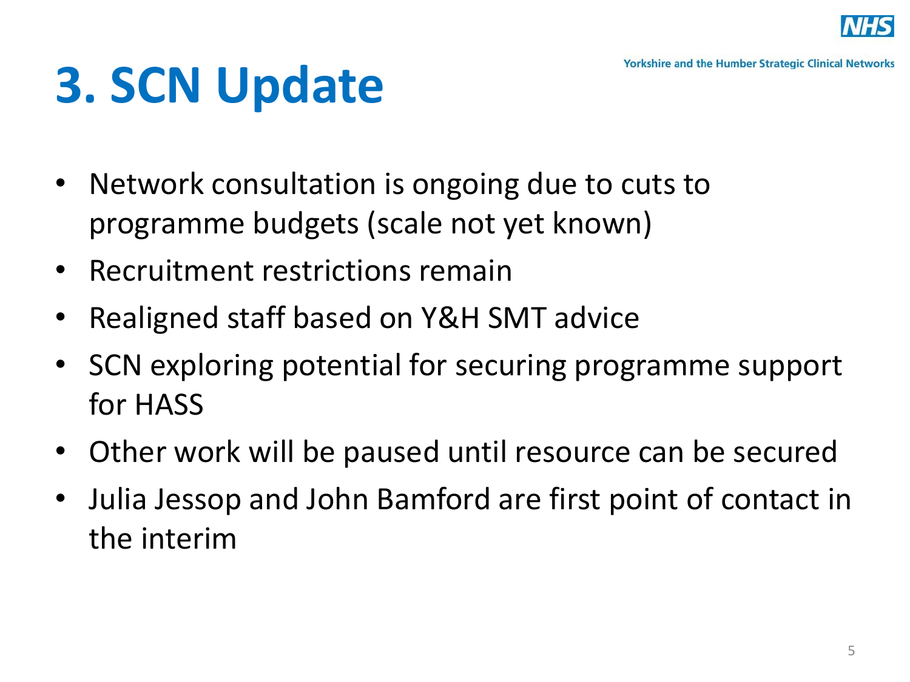# 3. SCN Update

- Network consultation is ongoing due to cuts to programme budgets (scale not yet known)
- Recruitment restrictions remain
- Realigned staff based on Y&H SMT advice
- SCN exploring potential for securing programme support for HASS
- Other work will be paused until resource can be secured
- Julia Jessop and John Bamford are first point of contact in the interim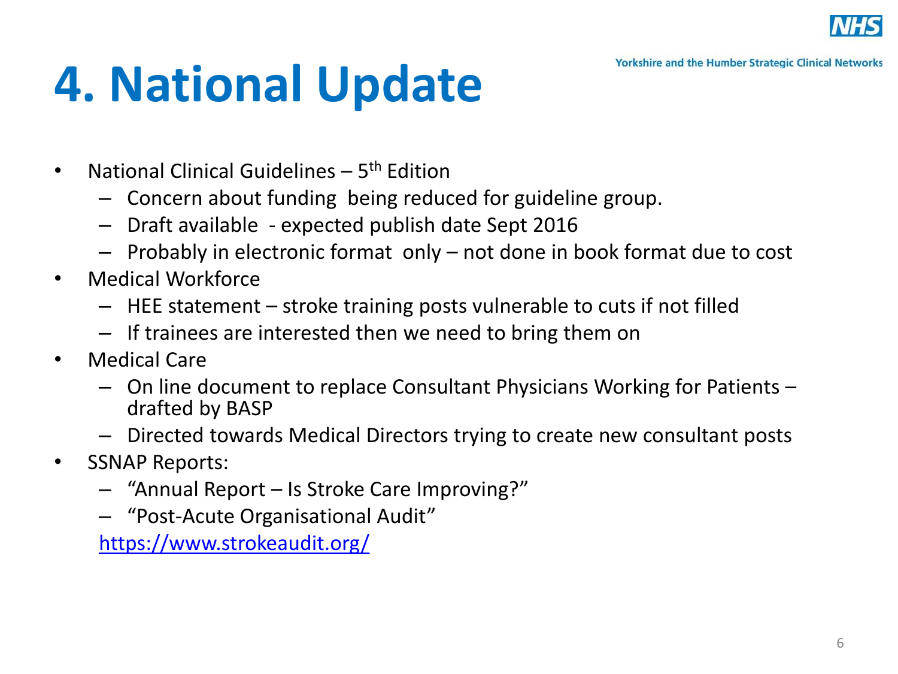# 4. National Update

- National Clinical Guidelines – 5th Edition
  - Concern about funding being reduced for guideline group.
  - Draft available - expected publish date Sept 2016
  - Probably in electronic format only – not done in book format due to cost
- Medical Workforce
  - HEE statement – stroke training posts vulnerable to cuts if not filled
  - If trainees are interested then we need to bring them on
- Medical Care
  - On line document to replace Consultant Physicians Working for Patients – drafted by BASP
  - Directed towards Medical Directors trying to create new consultant posts
- SSNAP Reports:
  - "Annual Report – Is Stroke Care Improving?"
  - "Post-Acute Organisational Audit"

  https://www.strokeaudit.org/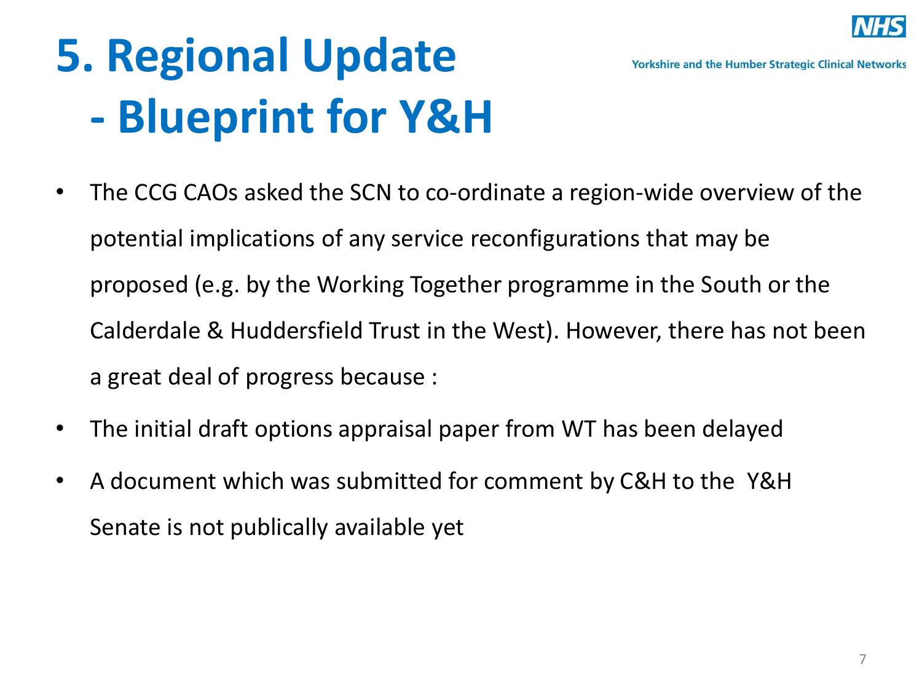# 5. Regional Update - Blueprint for Y&H

- The CCG CAOs asked the SCN to co-ordinate a region-wide overview of the potential implications of any service reconfigurations that may be proposed (e.g. by the Working Together programme in the South or the Calderdale & Huddersfield Trust in the West). However, there has not been a great deal of progress because :
- The initial draft options appraisal paper from WT has been delayed
- A document which was submitted for comment by C&H to the Y&H Senate is not publically available yet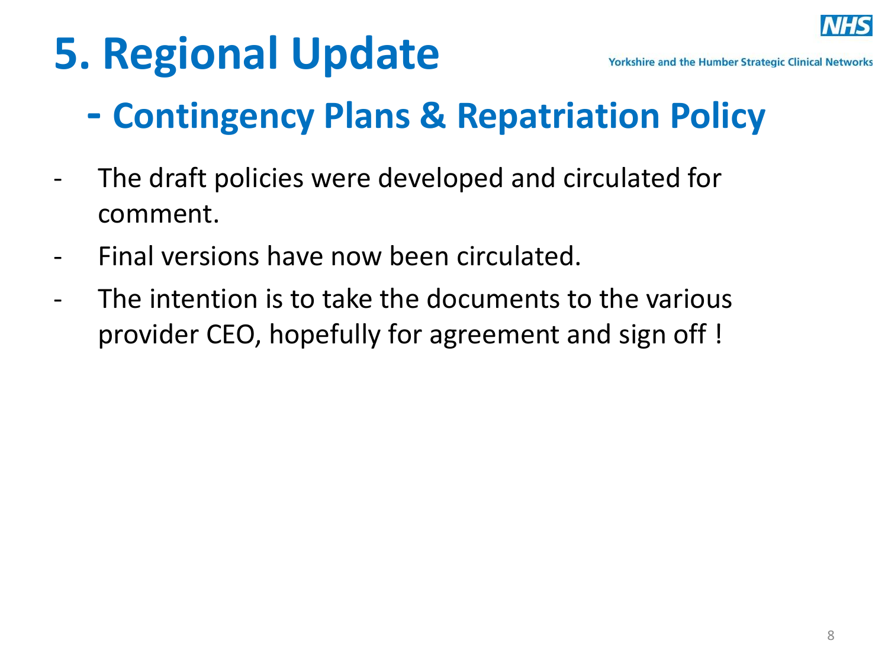# 5. Regional Update

## - Contingency Plans & Repatriation Policy

- The draft policies were developed and circulated for comment.
- Final versions have now been circulated.
- The intention is to take the documents to the various provider CEO, hopefully for agreement and sign off !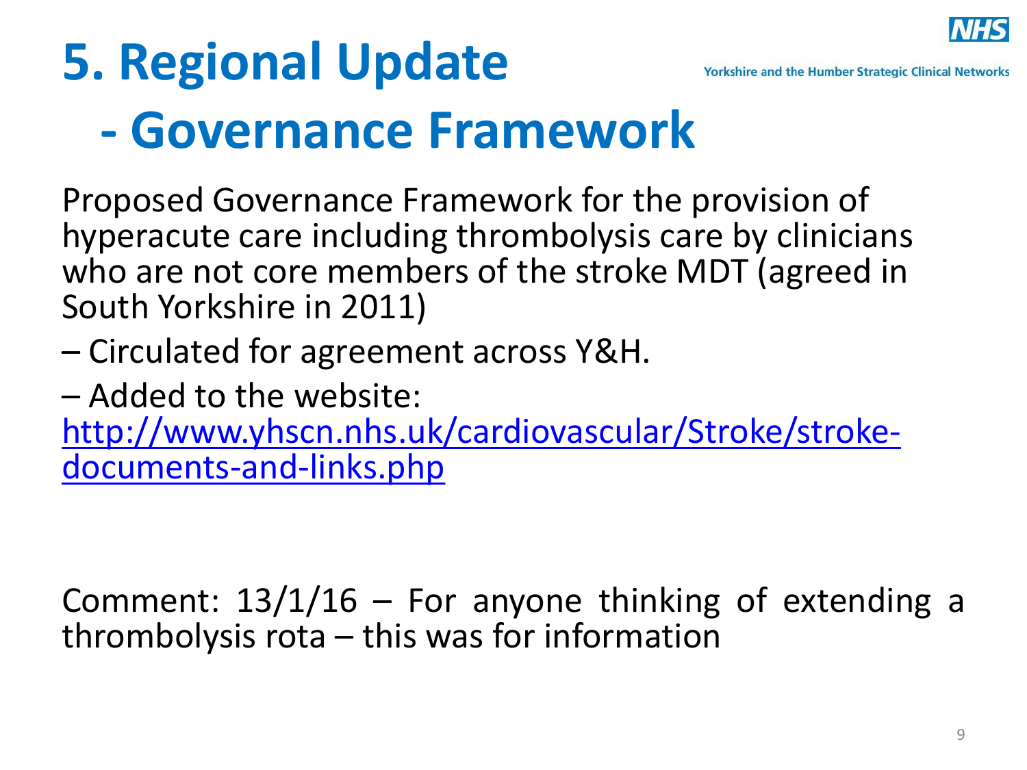# 5. Regional Update
# - Governance Framework

Proposed Governance Framework for the provision of hyperacute care including thrombolysis care by clinicians who are not core members of the stroke MDT (agreed in South Yorkshire in 2011)

– Circulated for agreement across Y&H.

– Added to the website: [http://www.yhscn.nhs.uk/cardiovascular/Stroke/stroke-documents-and-links.php](http://www.yhscn.nhs.uk/cardiovascular/Stroke/stroke-documents-and-links.php)

Comment: 13/1/16 – For anyone thinking of extending a thrombolysis rota – this was for information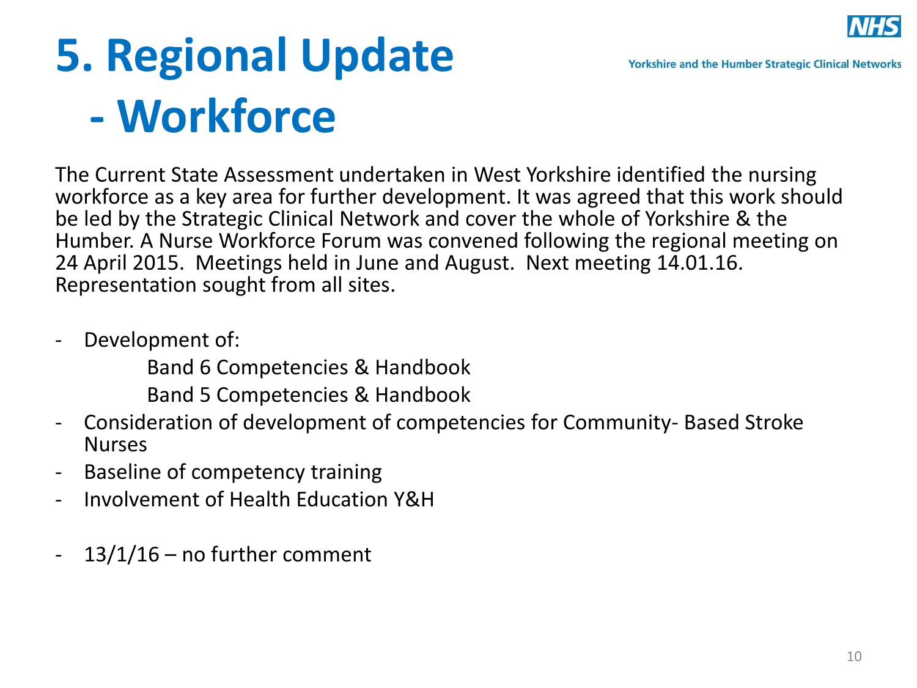# 5. Regional Update - Workforce

The Current State Assessment undertaken in West Yorkshire identified the nursing workforce as a key area for further development. It was agreed that this work should be led by the Strategic Clinical Network and cover the whole of Yorkshire & the Humber. A Nurse Workforce Forum was convened following the regional meeting on 24 April 2015. Meetings held in June and August. Next meeting 14.01.16. Representation sought from all sites.

- Development of:
  - Band 6 Competencies & Handbook
  - Band 5 Competencies & Handbook
- Consideration of development of competencies for Community- Based Stroke Nurses
- Baseline of competency training
- Involvement of Health Education Y&H

- 13/1/16 – no further comment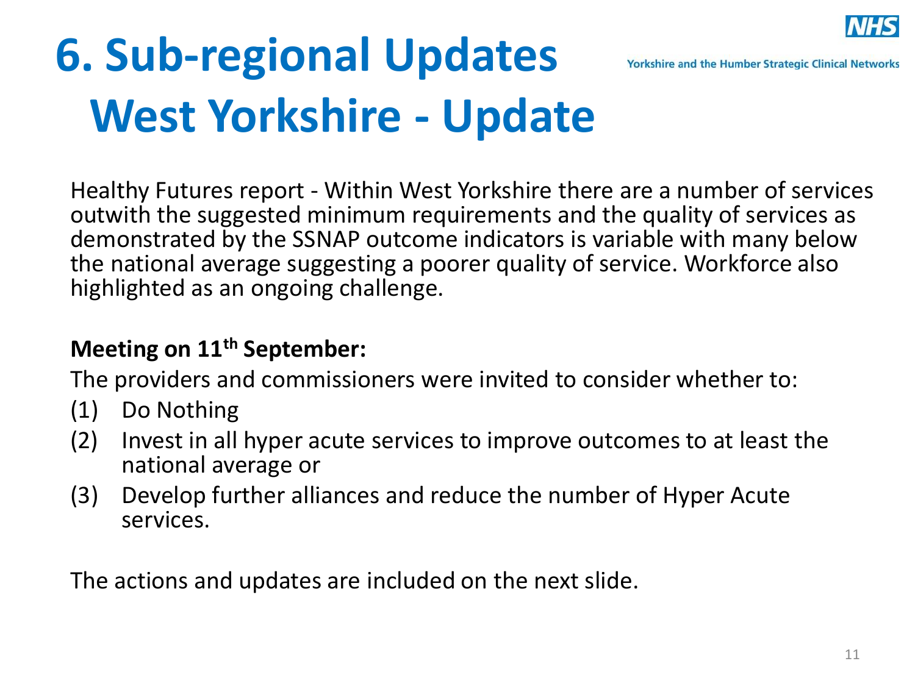# 6. Sub-regional Updates
## West Yorkshire - Update

Healthy Futures report - Within West Yorkshire there are a number of services outwith the suggested minimum requirements and the quality of services as demonstrated by the SSNAP outcome indicators is variable with many below the national average suggesting a poorer quality of service. Workforce also highlighted as an ongoing challenge.

**Meeting on 11th September:**

The providers and commissioners were invited to consider whether to:

(1) Do Nothing
(2) Invest in all hyper acute services to improve outcomes to at least the national average or
(3) Develop further alliances and reduce the number of Hyper Acute services.

The actions and updates are included on the next slide.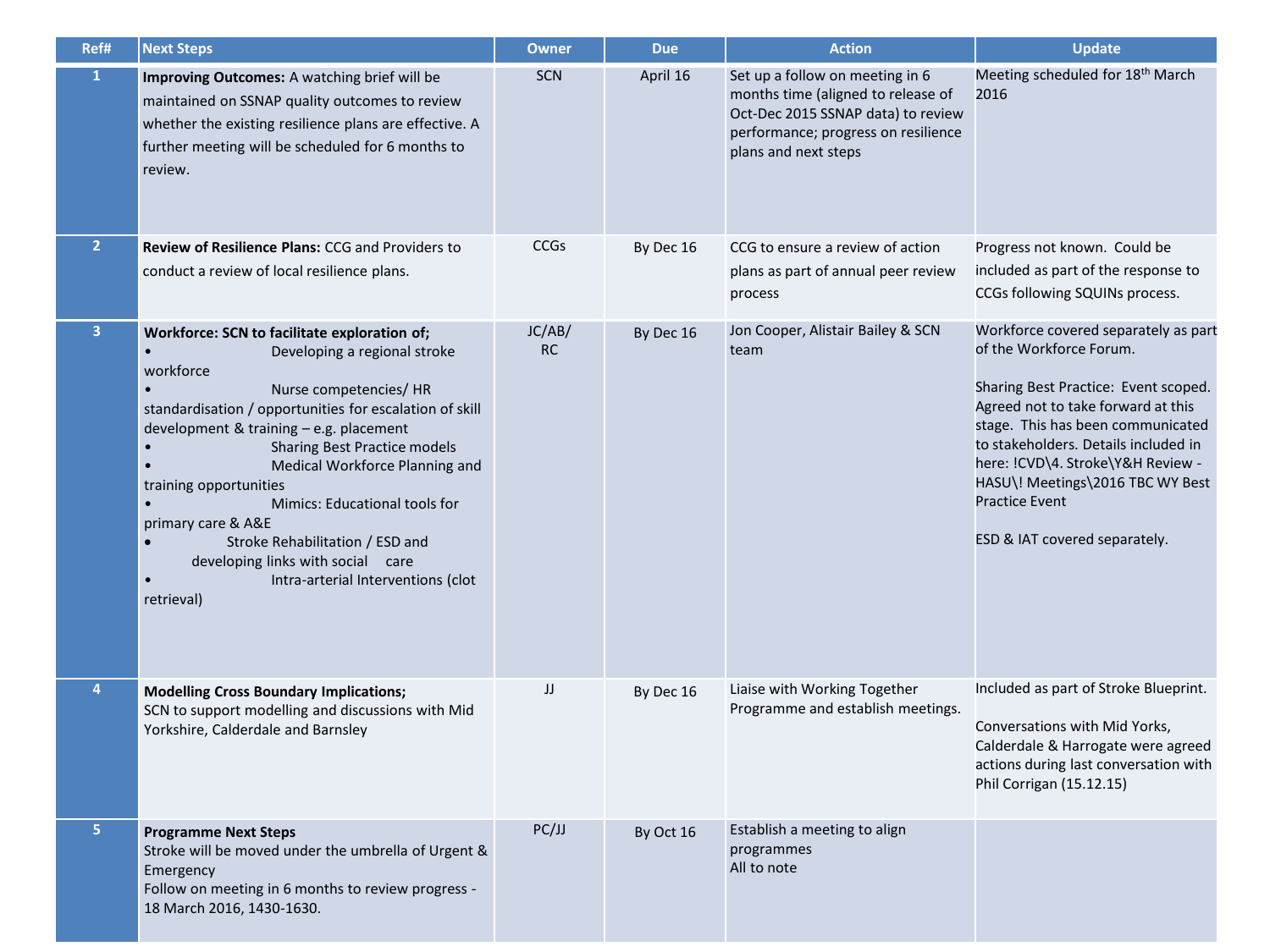| Ref# | Next Steps | Owner | Due | Action | Update |
|---|---|---|---|---|---|
| 1 | **Improving Outcomes:** A watching brief will be maintained on SSNAP quality outcomes to review whether the existing resilience plans are effective. A further meeting will be scheduled for 6 months to review. | SCN | April 16 | Set up a follow on meeting in 6 months time (aligned to release of Oct-Dec 2015 SSNAP data) to review performance; progress on resilience plans and next steps | Meeting scheduled for 18th March 2016 |
| 2 | **Review of Resilience Plans:** CCG and Providers to conduct a review of local resilience plans. | CCGs | By Dec 16 | CCG to ensure a review of action plans as part of annual peer review process | Progress not known. Could be included as part of the response to CCGs following SQUINs process. |
| 3 | **Workforce: SCN to facilitate exploration of;**<br>• Developing a regional stroke workforce<br>• Nurse competencies/ HR standardisation / opportunities for escalation of skill development & training – e.g. placement<br>• Sharing Best Practice models<br>• Medical Workforce Planning and training opportunities<br>• Mimics: Educational tools for primary care & A&E<br>• Stroke Rehabilitation / ESD and developing links with social care<br>• Intra-arterial Interventions (clot retrieval) | JC/AB/ RC | By Dec 16 | Jon Cooper, Alistair Bailey & SCN team | Workforce covered separately as part of the Workforce Forum.<br><br>Sharing Best Practice: Event scoped. Agreed not to take forward at this stage. This has been communicated to stakeholders. Details included in here: !CVD\4. Stroke\Y&H Review - HASU\! Meetings\2016 TBC WY Best Practice Event<br><br>ESD & IAT covered separately. |
| 4 | **Modelling Cross Boundary Implications;**<br>SCN to support modelling and discussions with Mid Yorkshire, Calderdale and Barnsley | JJ | By Dec 16 | Liaise with Working Together Programme and establish meetings. | Included as part of Stroke Blueprint.<br><br>Conversations with Mid Yorks, Calderdale & Harrogate were agreed actions during last conversation with Phil Corrigan (15.12.15) |
| 5 | **Programme Next Steps**<br>Stroke will be moved under the umbrella of Urgent & Emergency<br>Follow on meeting in 6 months to review progress - 18 March 2016, 1430-1630. | PC/JJ | By Oct 16 | Establish a meeting to align programmes<br>All to note | |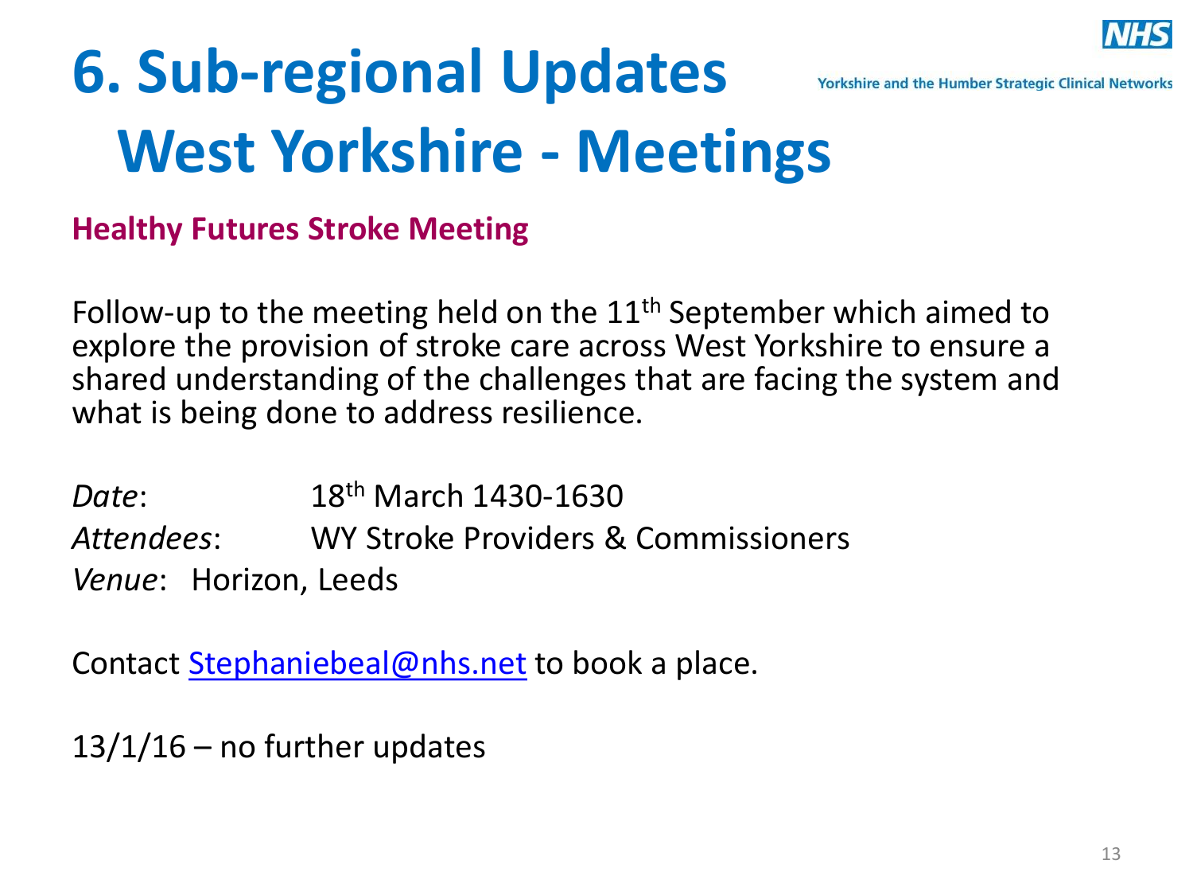# 6. Sub-regional Updates
# West Yorkshire - Meetings

**Healthy Futures Stroke Meeting**

Follow-up to the meeting held on the 11th September which aimed to explore the provision of stroke care across West Yorkshire to ensure a shared understanding of the challenges that are facing the system and what is being done to address resilience.

*Date*: 18th March 1430-1630

*Attendees*: WY Stroke Providers & Commissioners

*Venue*: Horizon, Leeds

Contact Stephaniebeal@nhs.net to book a place.

13/1/16 – no further updates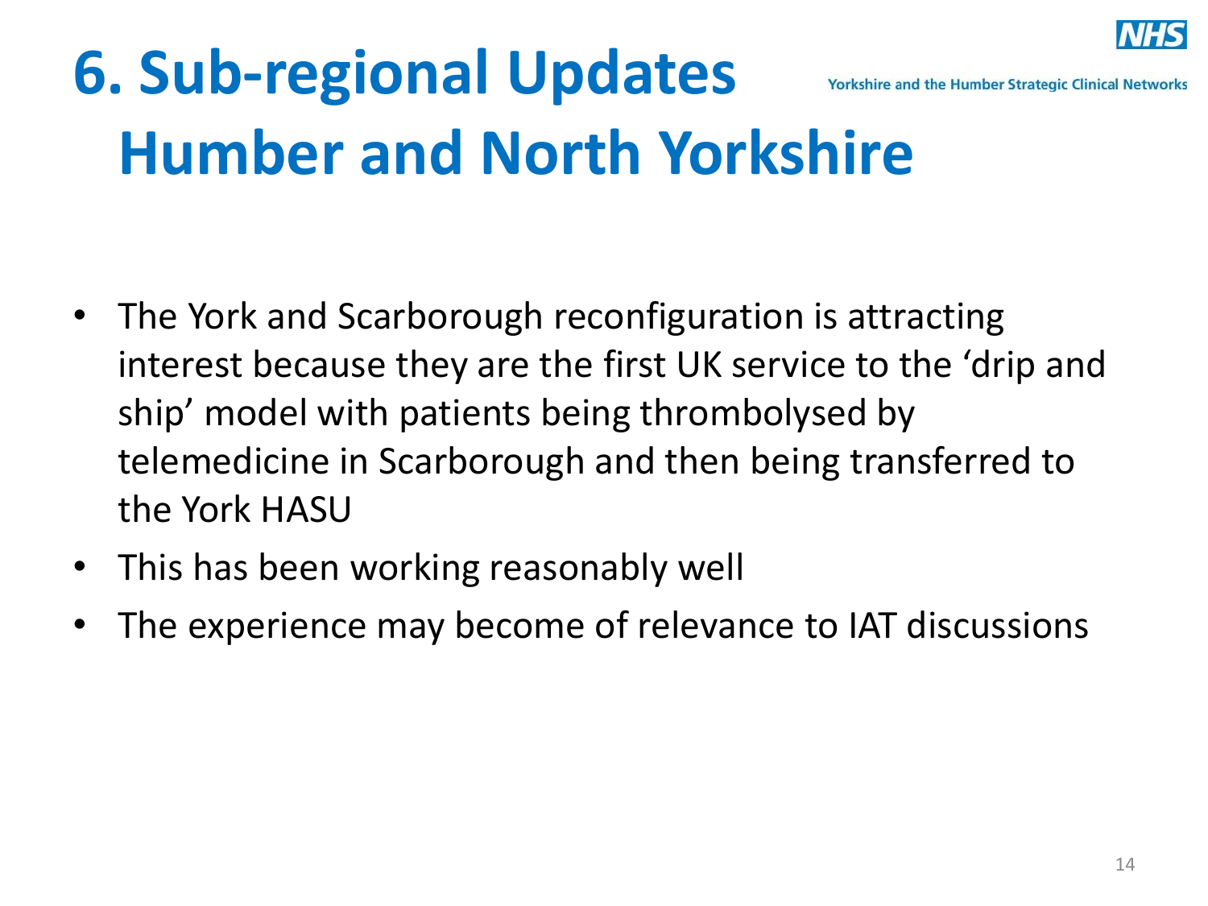# 6. Sub-regional Updates
## Humber and North Yorkshire

- The York and Scarborough reconfiguration is attracting interest because they are the first UK service to the 'drip and ship' model with patients being thrombolysed by telemedicine in Scarborough and then being transferred to the York HASU
- This has been working reasonably well
- The experience may become of relevance to IAT discussions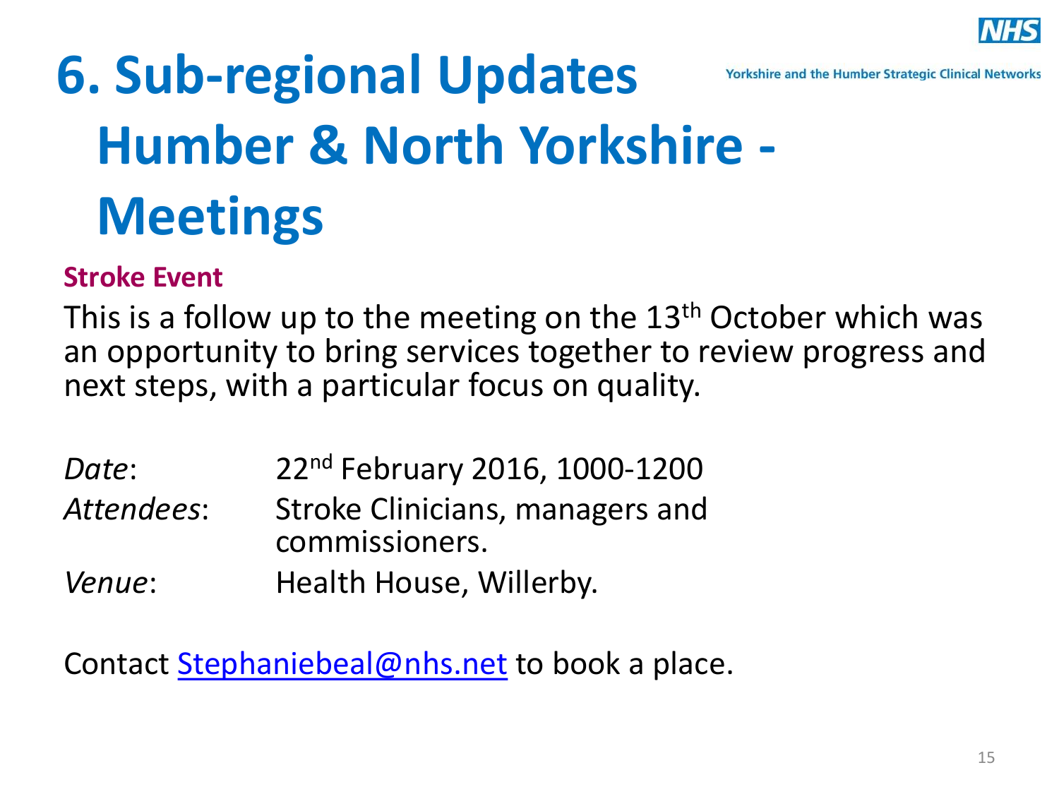# 6. Sub-regional Updates

## Humber & North Yorkshire - Meetings

**Stroke Event**

This is a follow up to the meeting on the 13th October which was an opportunity to bring services together to review progress and next steps, with a particular focus on quality.

*Date*: 22nd February 2016, 1000-1200

*Attendees*: Stroke Clinicians, managers and commissioners.

*Venue*: Health House, Willerby.

Contact Stephaniebeal@nhs.net to book a place.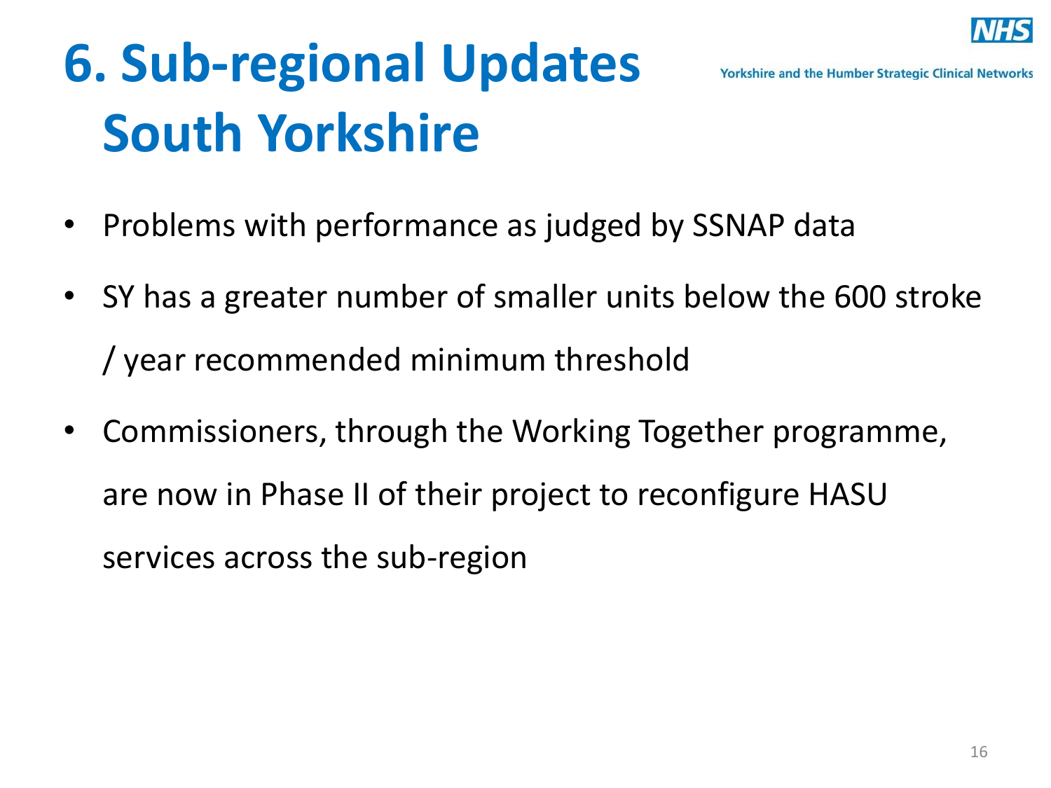# 6. Sub-regional Updates South Yorkshire

- Problems with performance as judged by SSNAP data
- SY has a greater number of smaller units below the 600 stroke / year recommended minimum threshold
- Commissioners, through the Working Together programme, are now in Phase II of their project to reconfigure HASU services across the sub-region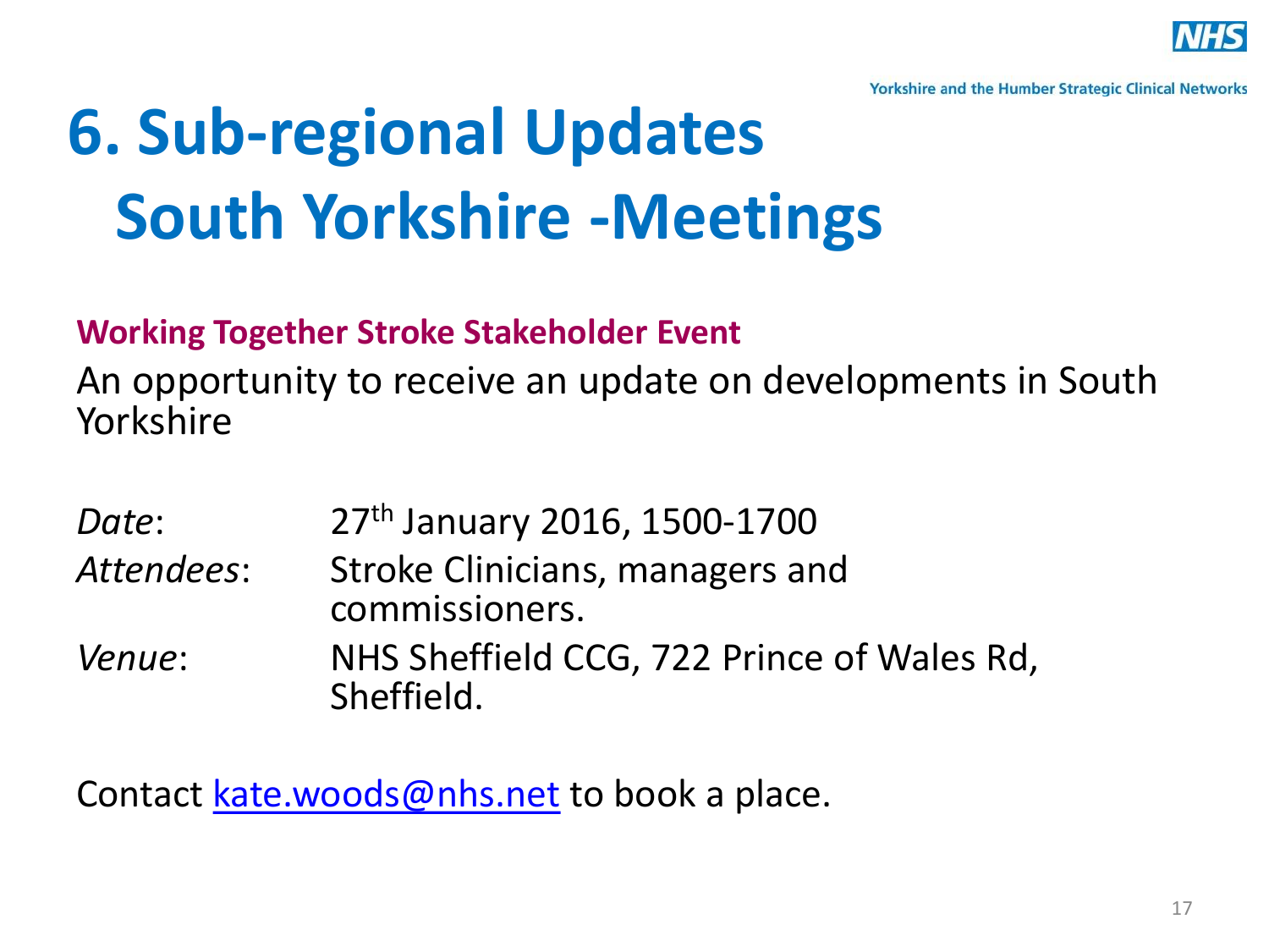# 6. Sub-regional Updates South Yorkshire -Meetings

**Working Together Stroke Stakeholder Event**

An opportunity to receive an update on developments in South Yorkshire

| | |
|---|---|
| *Date*: | 27th January 2016, 1500-1700 |
| *Attendees*: | Stroke Clinicians, managers and commissioners. |
| *Venue*: | NHS Sheffield CCG, 722 Prince of Wales Rd, Sheffield. |

Contact kate.woods@nhs.net to book a place.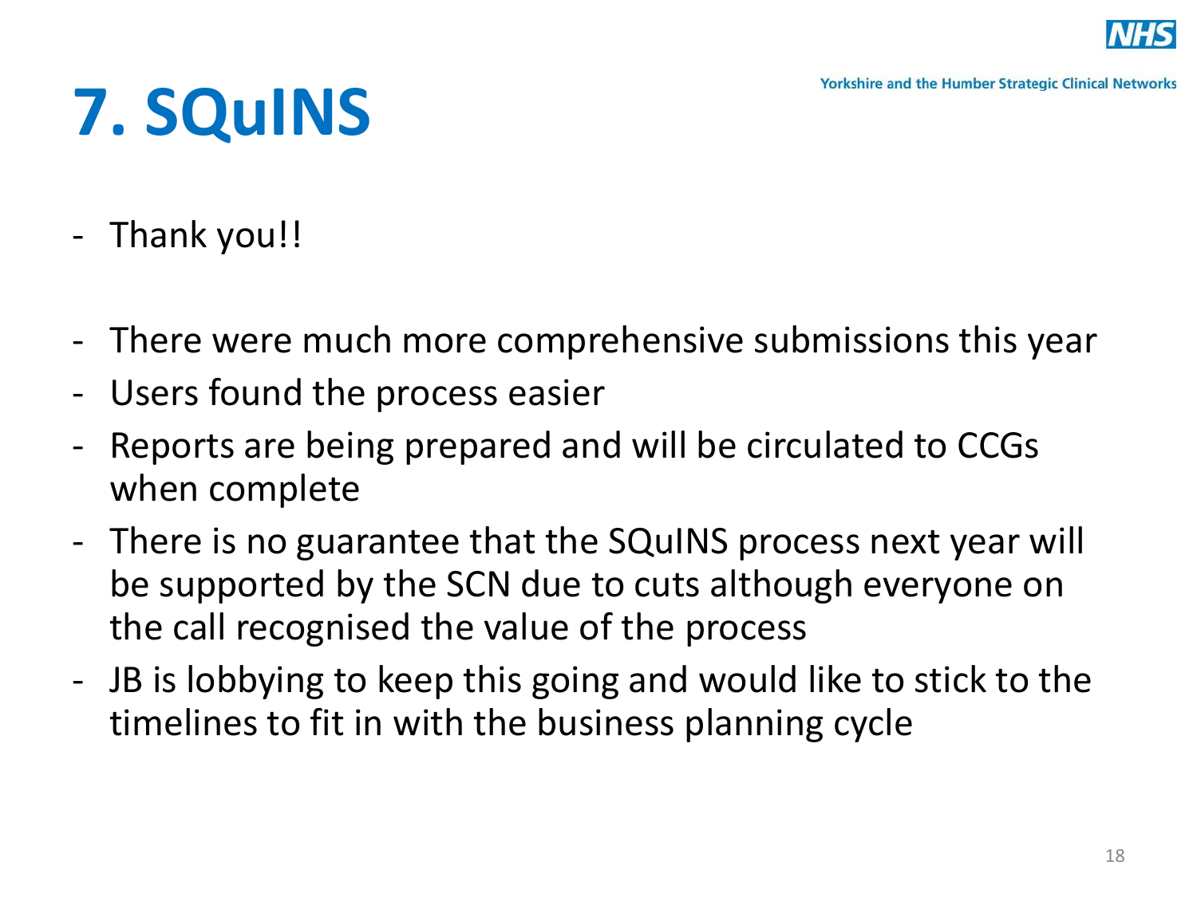# 7. SQuINS

- Thank you!!

- There were much more comprehensive submissions this year
- Users found the process easier
- Reports are being prepared and will be circulated to CCGs when complete
- There is no guarantee that the SQuINS process next year will be supported by the SCN due to cuts although everyone on the call recognised the value of the process
- JB is lobbying to keep this going and would like to stick to the timelines to fit in with the business planning cycle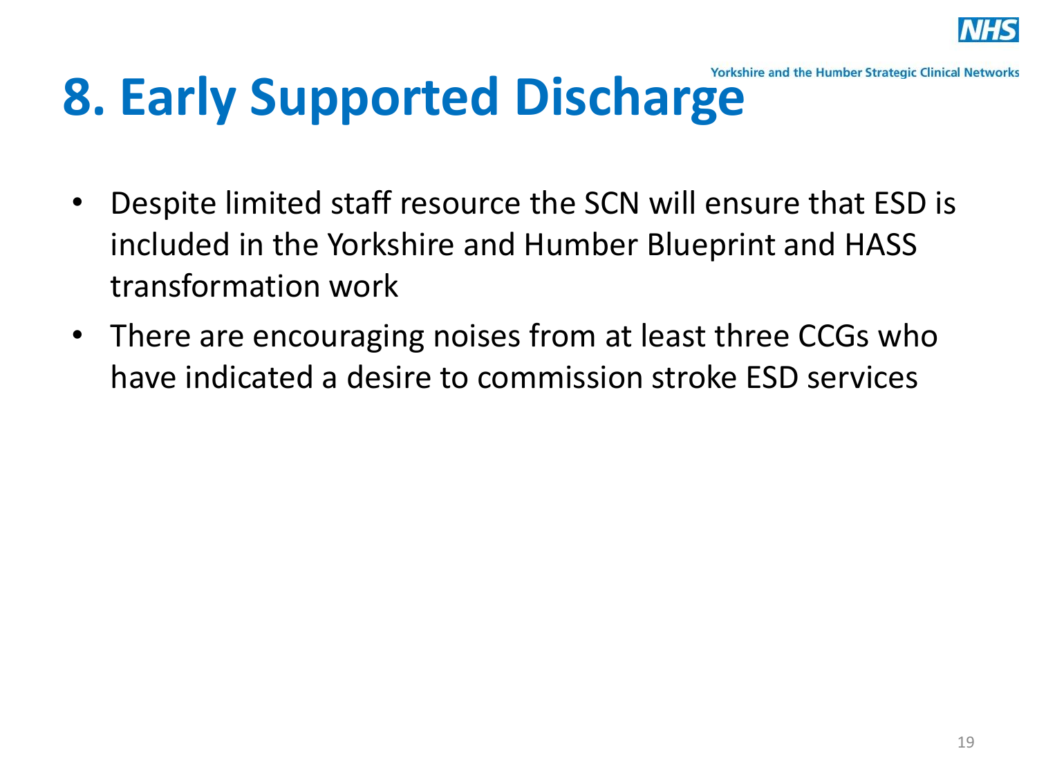# 8. Early Supported Discharge

- Despite limited staff resource the SCN will ensure that ESD is included in the Yorkshire and Humber Blueprint and HASS transformation work
- There are encouraging noises from at least three CCGs who have indicated a desire to commission stroke ESD services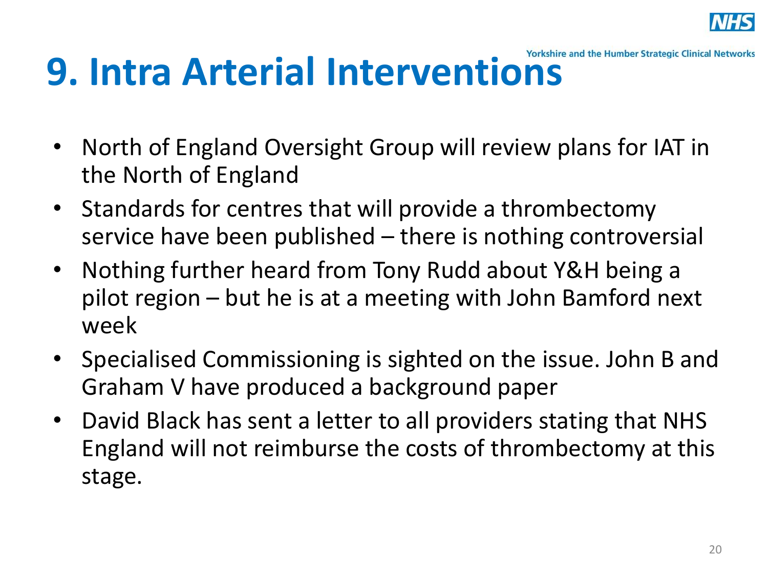# 9. Intra Arterial Interventions

- North of England Oversight Group will review plans for IAT in the North of England
- Standards for centres that will provide a thrombectomy service have been published – there is nothing controversial
- Nothing further heard from Tony Rudd about Y&H being a pilot region – but he is at a meeting with John Bamford next week
- Specialised Commissioning is sighted on the issue. John B and Graham V have produced a background paper
- David Black has sent a letter to all providers stating that NHS England will not reimburse the costs of thrombectomy at this stage.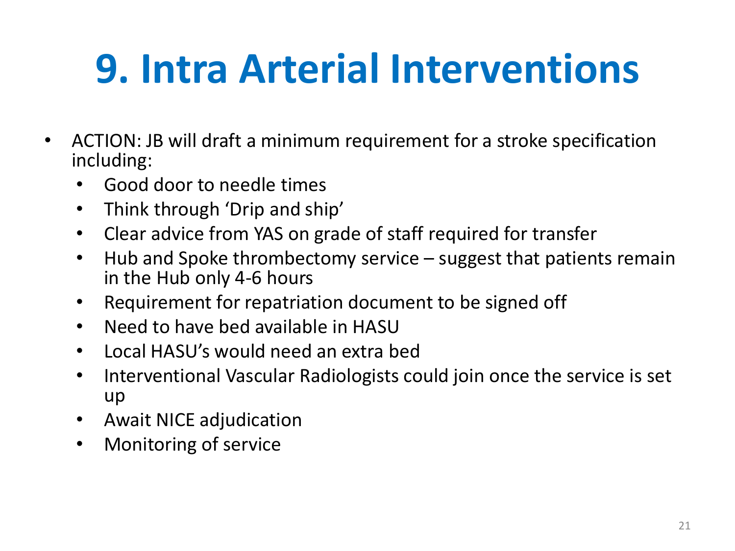# 9. Intra Arterial Interventions

- ACTION: JB will draft a minimum requirement for a stroke specification including:
  - Good door to needle times
  - Think through 'Drip and ship'
  - Clear advice from YAS on grade of staff required for transfer
  - Hub and Spoke thrombectomy service – suggest that patients remain in the Hub only 4-6 hours
  - Requirement for repatriation document to be signed off
  - Need to have bed available in HASU
  - Local HASU's would need an extra bed
  - Interventional Vascular Radiologists could join once the service is set up
  - Await NICE adjudication
  - Monitoring of service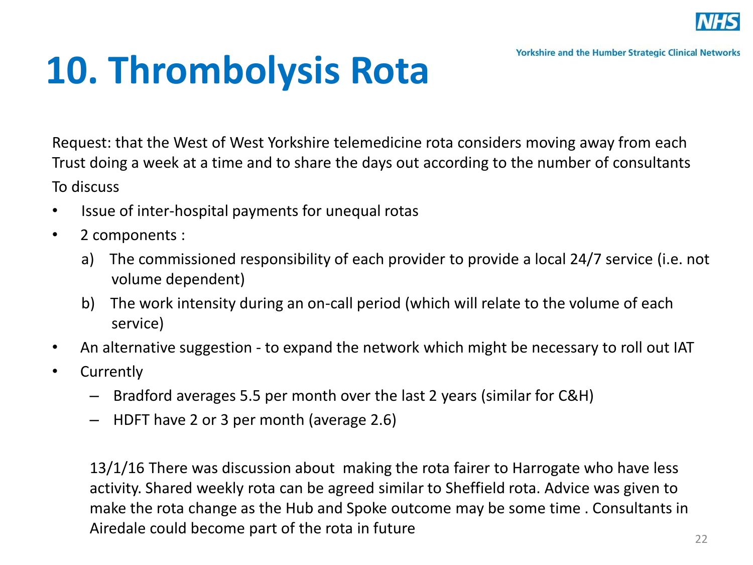# 10. Thrombolysis Rota

Request: that the West of West Yorkshire telemedicine rota considers moving away from each Trust doing a week at a time and to share the days out according to the number of consultants

To discuss

- Issue of inter-hospital payments for unequal rotas
- 2 components :
  a) The commissioned responsibility of each provider to provide a local 24/7 service (i.e. not volume dependent)
  b) The work intensity during an on-call period (which will relate to the volume of each service)
- An alternative suggestion - to expand the network which might be necessary to roll out IAT
- Currently
  - Bradford averages 5.5 per month over the last 2 years (similar for C&H)
  - HDFT have 2 or 3 per month (average 2.6)

13/1/16 There was discussion about making the rota fairer to Harrogate who have less activity. Shared weekly rota can be agreed similar to Sheffield rota. Advice was given to make the rota change as the Hub and Spoke outcome may be some time . Consultants in Airedale could become part of the rota in future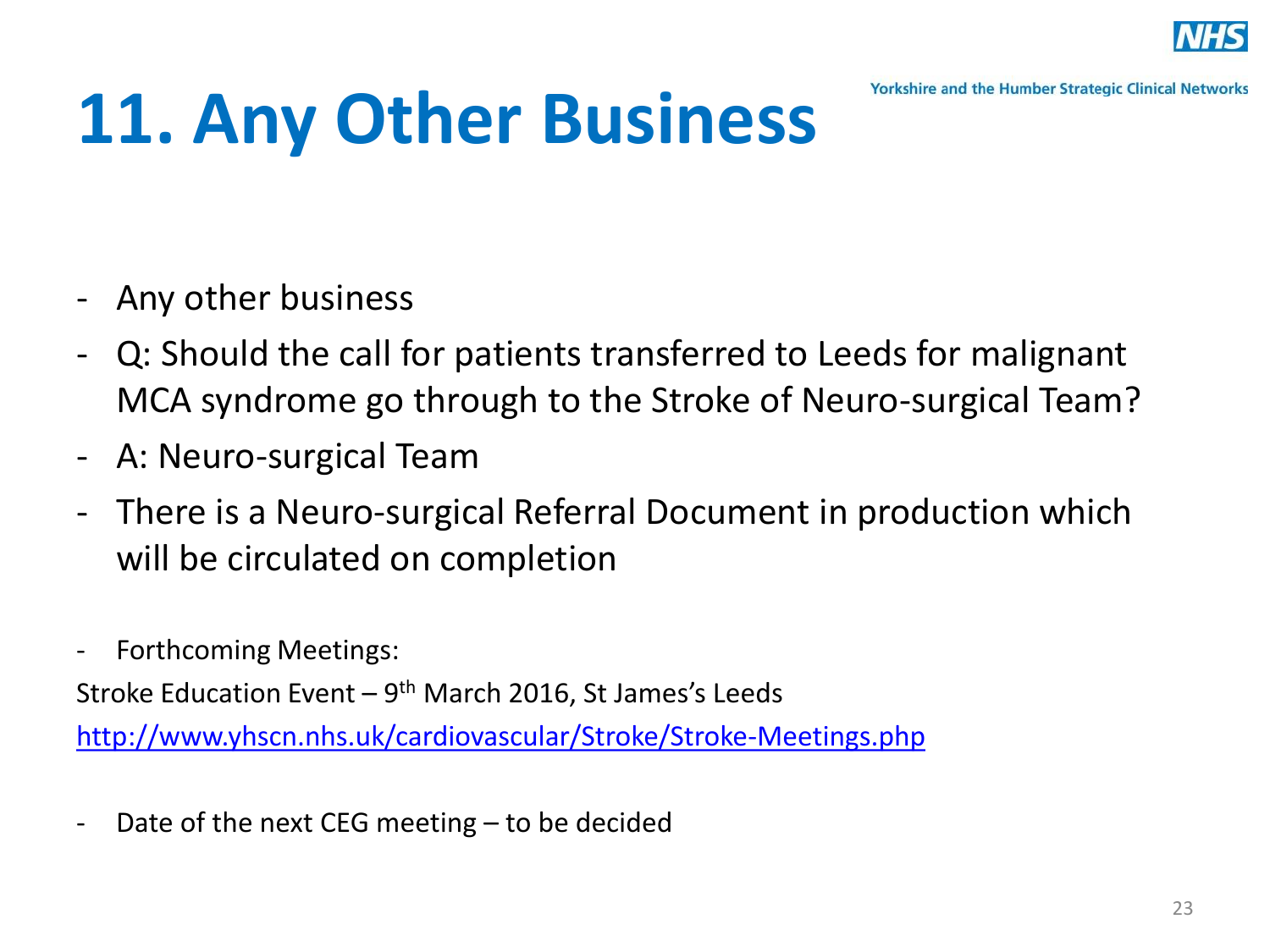# 11. Any Other Business

- Any other business
- Q: Should the call for patients transferred to Leeds for malignant MCA syndrome go through to the Stroke of Neuro-surgical Team?
- A: Neuro-surgical Team
- There is a Neuro-surgical Referral Document in production which will be circulated on completion

- Forthcoming Meetings:

Stroke Education Event – 9th March 2016, St James's Leeds

http://www.yhscn.nhs.uk/cardiovascular/Stroke/Stroke-Meetings.php

- Date of the next CEG meeting – to be decided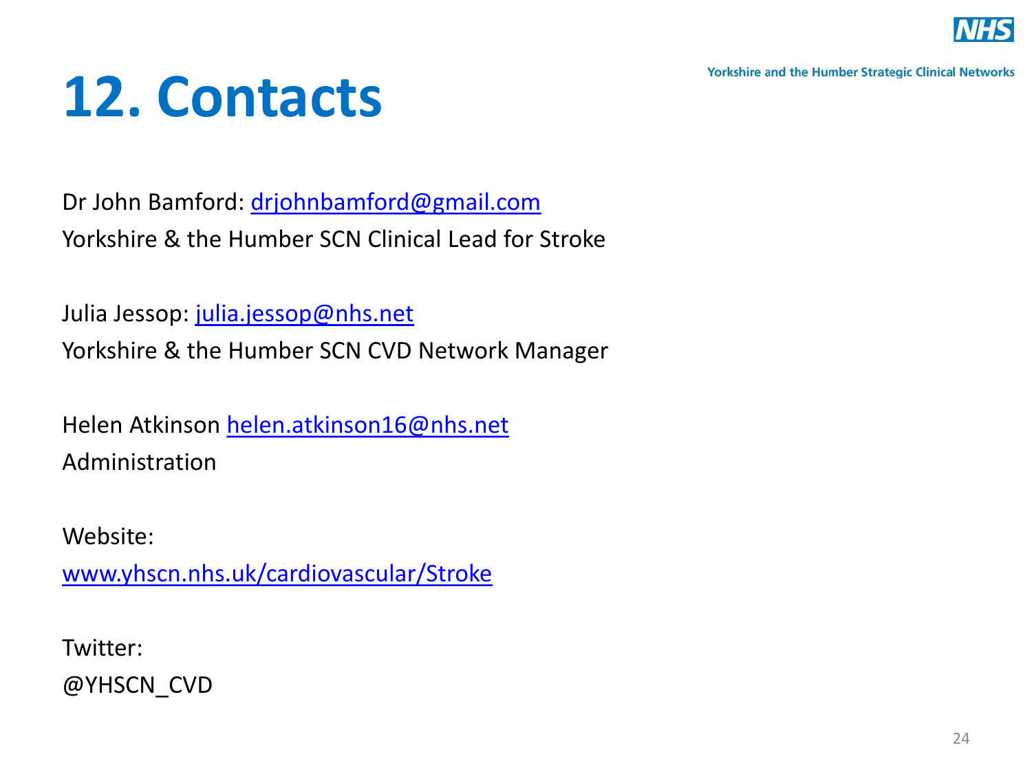# 12. Contacts

Dr John Bamford: drjohnbamford@gmail.com
Yorkshire & the Humber SCN Clinical Lead for Stroke

Julia Jessop: julia.jessop@nhs.net
Yorkshire & the Humber SCN CVD Network Manager

Helen Atkinson helen.atkinson16@nhs.net
Administration

Website:
www.yhscn.nhs.uk/cardiovascular/Stroke

Twitter:
@YHSCN_CVD